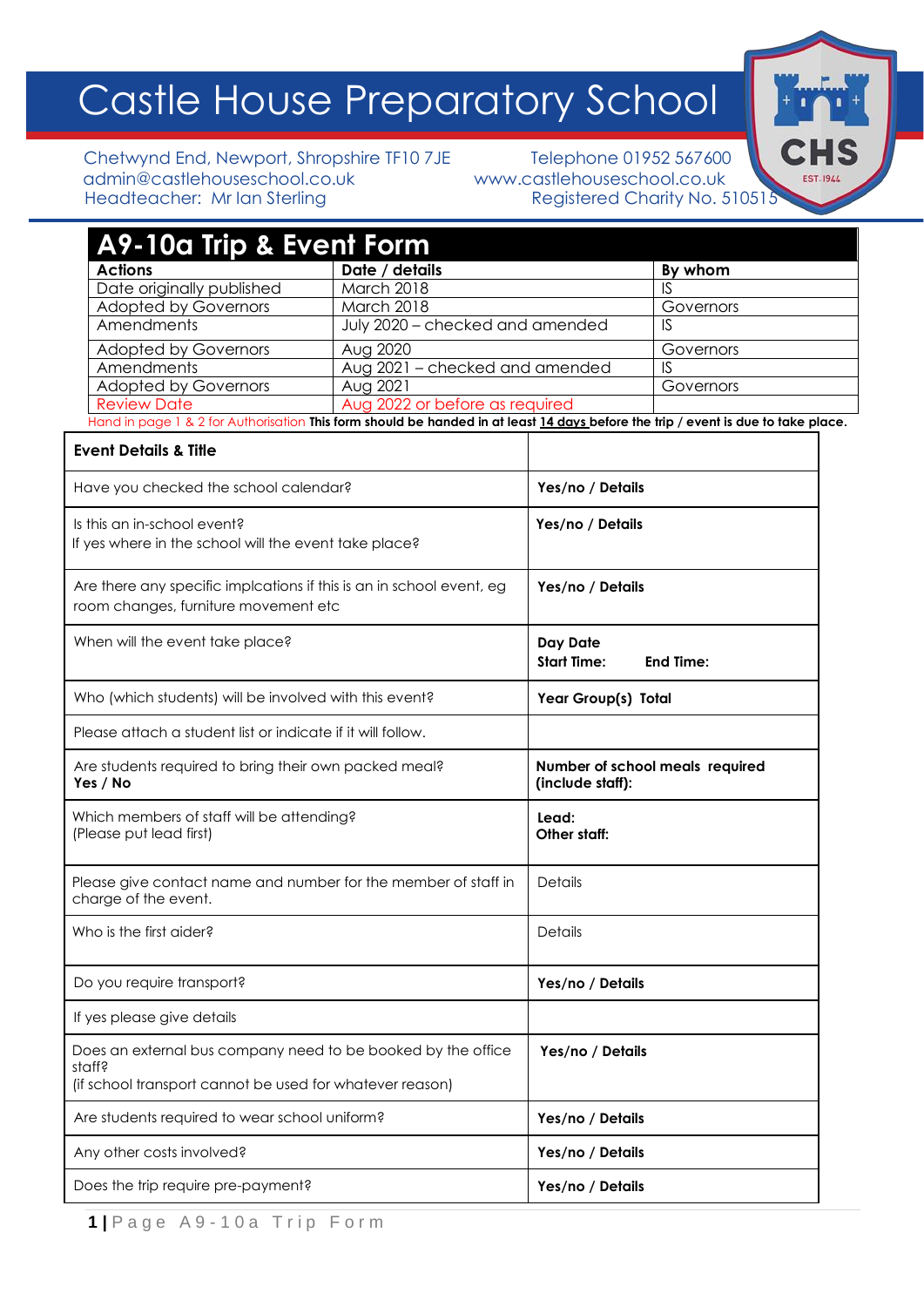# Castle House Preparatory School

Chetwynd End, Newport, Shropshire TF10 7JE
admin@castlehouseschool.co.uk
Headteacher: Mr Ian Sterling

Telephone 01952 567600
www.castlehouseschool.co.uk
Registered Charity No. 510515

## A9-10a Trip & Event Form

| Actions | Date / details | By whom |
|---|---|---|
| Date originally published | March 2018 | IS |
| Adopted by Governors | March 2018 | Governors |
| Amendments | July 2020 – checked and amended | IS |
| Adopted by Governors | Aug 2020 | Governors |
| Amendments | Aug 2021 – checked and amended | IS |
| Adopted by Governors | Aug 2021 | Governors |
| Review Date | Aug 2022 or before as required | |

Hand in page 1 & 2 for Authorisation **This form should be handed in at least 14 days before the trip / event is due to take place.**

| **Event Details & Title** | |
|---|---|
| Have you checked the school calendar? | **Yes/no / Details** |
| Is this an in-school event?<br>If yes where in the school will the event take place? | **Yes/no / Details** |
| Are there any specific implcations if this is an in school event, eg room changes, furniture movement etc | **Yes/no / Details** |
| When will the event take place? | **Day Date**<br>**Start Time: End Time:** |
| Who (which students) will be involved with this event? | **Year Group(s) Total** |
| Please attach a student list or indicate if it will follow. | |
| Are students required to bring their own packed meal?<br>**Yes / No** | **Number of school meals required (include staff):** |
| Which members of staff will be attending?<br>(Please put lead first) | **Lead:**<br>**Other staff:** |
| Please give contact name and number for the member of staff in charge of the event. | Details |
| Who is the first aider? | Details |
| Do you require transport? | **Yes/no / Details** |
| If yes please give details | |
| Does an external bus company need to be booked by the office staff?<br>(if school transport cannot be used for whatever reason) | **Yes/no / Details** |
| Are students required to wear school uniform? | **Yes/no / Details** |
| Any other costs involved? | **Yes/no / Details** |
| Does the trip require pre-payment? | **Yes/no / Details** |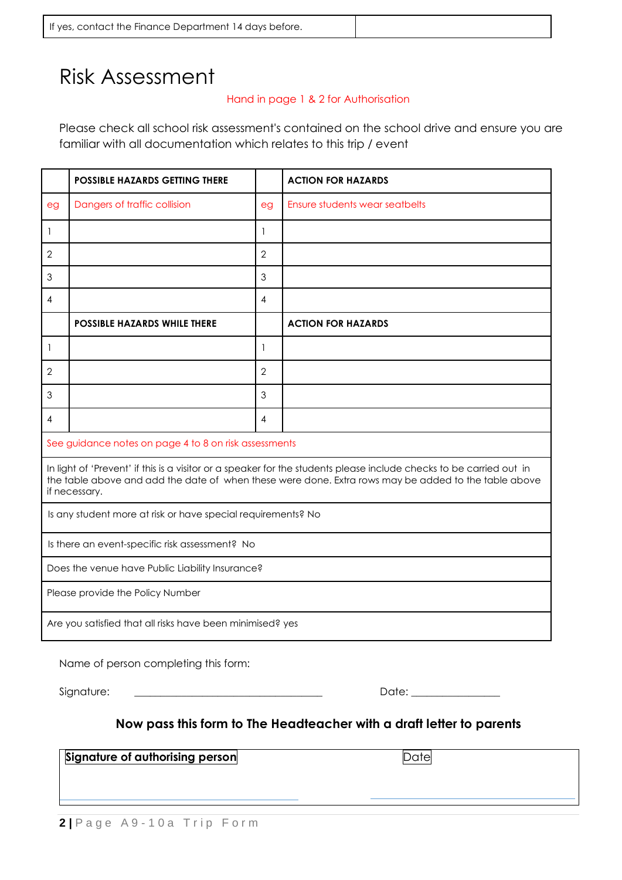| If yes, contact the Finance Department 14 days before. | |
|---|---|

# Risk Assessment

Hand in page 1 & 2 for Authorisation

Please check all school risk assessment's contained on the school drive and ensure you are familiar with all documentation which relates to this trip / event

| | **POSSIBLE HAZARDS GETTING THERE** | | **ACTION FOR HAZARDS** |
|---|---|---|---|
| eg | Dangers of traffic collision | eg | Ensure students wear seatbelts |
| 1 | | 1 | |
| 2 | | 2 | |
| 3 | | 3 | |
| 4 | | 4 | |
| | **POSSIBLE HAZARDS WHILE THERE** | | **ACTION FOR HAZARDS** |
| 1 | | 1 | |
| 2 | | 2 | |
| 3 | | 3 | |
| 4 | | 4 | |

See guidance notes on page 4 to 8 on risk assessments

| In light of 'Prevent' if this is a visitor or a speaker for the students please include checks to be carried out in the table above and add the date of when these were done. Extra rows may be added to the table above if necessary. |
|---|
| Is any student more at risk or have special requirements? No |
| Is there an event-specific risk assessment? No |
| Does the venue have Public Liability Insurance? |
| Please provide the Policy Number |
| Are you satisfied that all risks have been minimised? yes |

Name of person completing this form:

Signature: ______________________________ Date: ______________

**Now pass this form to The Headteacher with a draft letter to parents**

| **Signature of authorising person** | Date |
|---|---|
| | |

2 | Page A9-10a Trip Form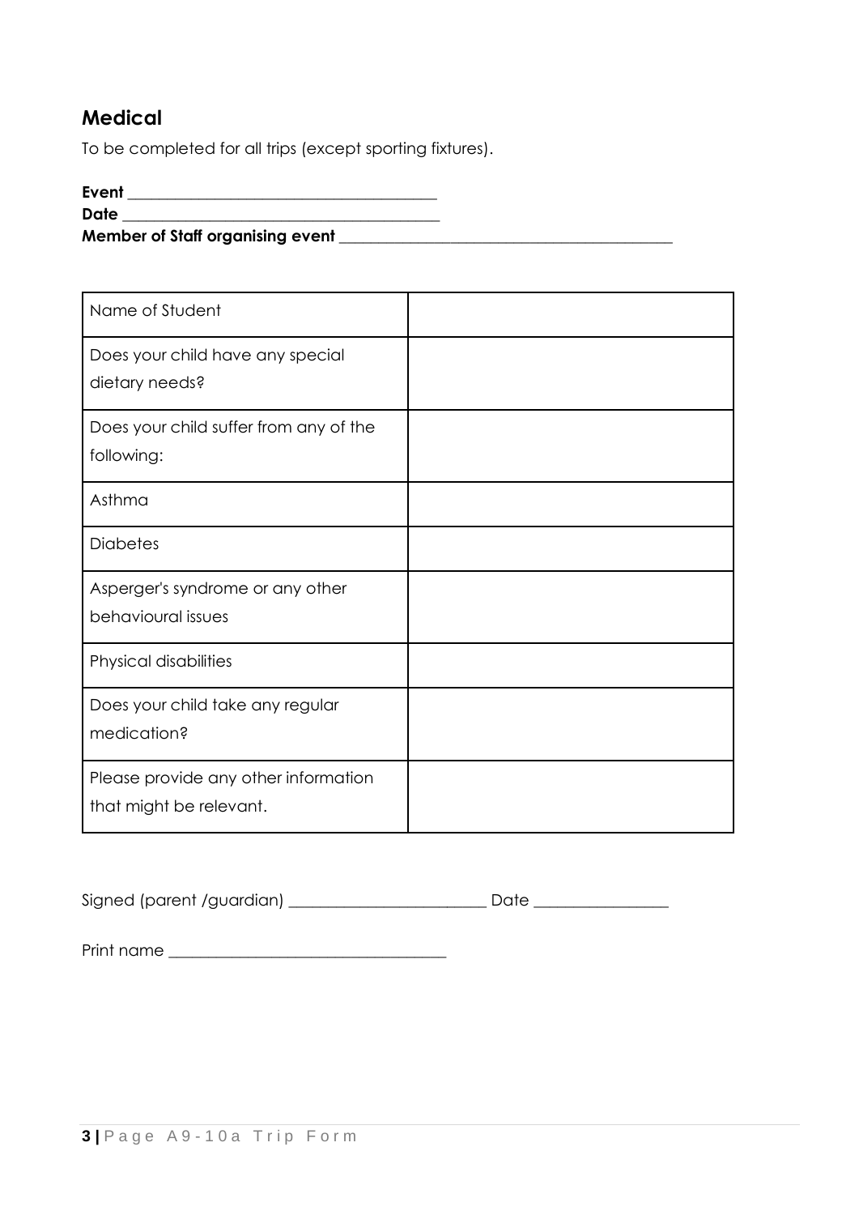## Medical

To be completed for all trips (except sporting fixtures).

**Event** ________________________________________
**Date** __________________________________________
**Member of Staff organising event** ____________________________________________

| Name of Student | |
|---|---|
| Does your child have any special dietary needs? | |
| Does your child suffer from any of the following: | |
| Asthma | |
| Diabetes | |
| Asperger's syndrome or any other behavioural issues | |
| Physical disabilities | |
| Does your child take any regular medication? | |
| Please provide any other information that might be relevant. | |

Signed (parent /guardian) __________________________ Date _________________

Print name ____________________________________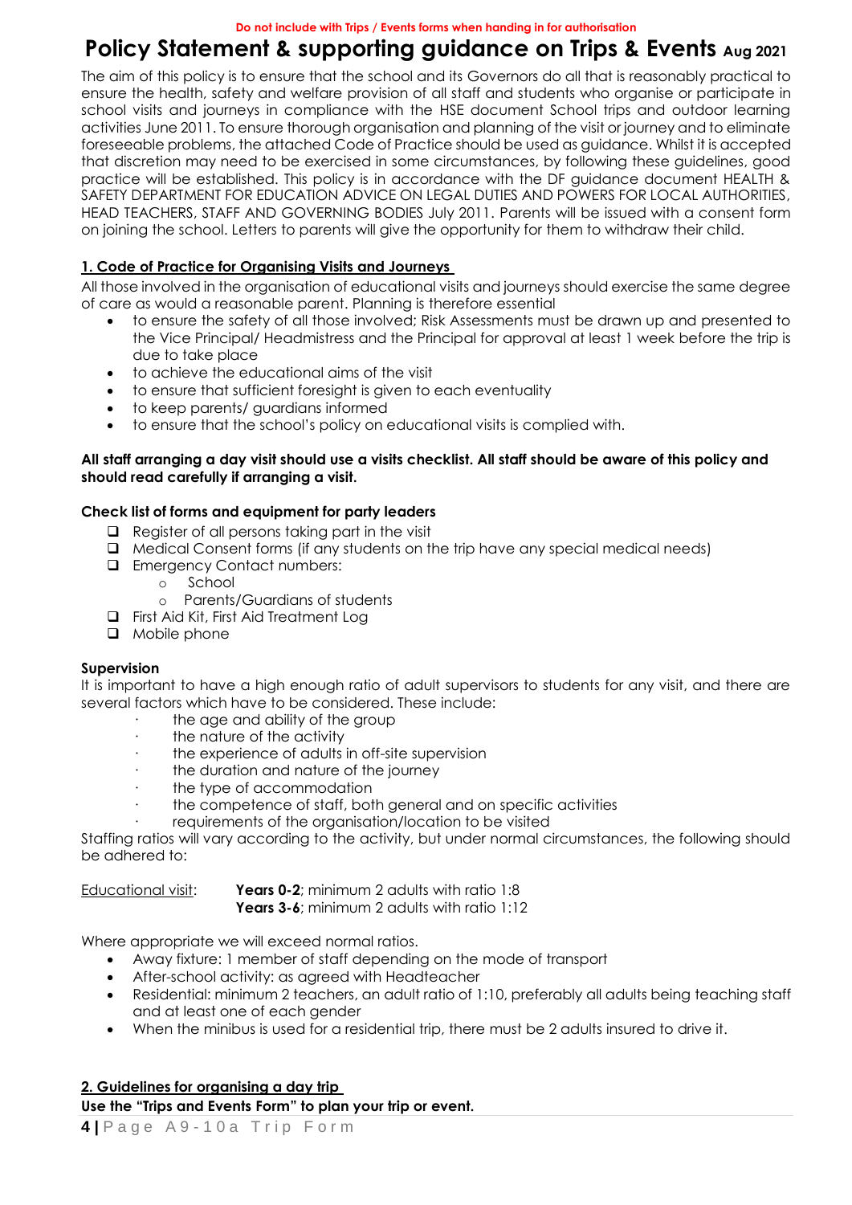Do not include with Trips / Events forms when handing in for authorisation

# Policy Statement & supporting guidance on Trips & Events Aug 2021

The aim of this policy is to ensure that the school and its Governors do all that is reasonably practical to ensure the health, safety and welfare provision of all staff and students who organise or participate in school visits and journeys in compliance with the HSE document School trips and outdoor learning activities June 2011. To ensure thorough organisation and planning of the visit or journey and to eliminate foreseeable problems, the attached Code of Practice should be used as guidance. Whilst it is accepted that discretion may need to be exercised in some circumstances, by following these guidelines, good practice will be established. This policy is in accordance with the DF guidance document HEALTH & SAFETY DEPARTMENT FOR EDUCATION ADVICE ON LEGAL DUTIES AND POWERS FOR LOCAL AUTHORITIES, HEAD TEACHERS, STAFF AND GOVERNING BODIES July 2011. Parents will be issued with a consent form on joining the school. Letters to parents will give the opportunity for them to withdraw their child.

## 1. Code of Practice for Organising Visits and Journeys

All those involved in the organisation of educational visits and journeys should exercise the same degree of care as would a reasonable parent. Planning is therefore essential

- to ensure the safety of all those involved; Risk Assessments must be drawn up and presented to the Vice Principal/ Headmistress and the Principal for approval at least 1 week before the trip is due to take place
- to achieve the educational aims of the visit
- to ensure that sufficient foresight is given to each eventuality
- to keep parents/ guardians informed
- to ensure that the school's policy on educational visits is complied with.

**All staff arranging a day visit should use a visits checklist. All staff should be aware of this policy and should read carefully if arranging a visit.**

### Check list of forms and equipment for party leaders

- ❑ Register of all persons taking part in the visit
- ❑ Medical Consent forms (if any students on the trip have any special medical needs)
- ❑ Emergency Contact numbers:
  - School
  - Parents/Guardians of students
- ❑ First Aid Kit, First Aid Treatment Log
- ❑ Mobile phone

### Supervision

It is important to have a high enough ratio of adult supervisors to students for any visit, and there are several factors which have to be considered. These include:

- the age and ability of the group
- the nature of the activity
- the experience of adults in off-site supervision
- the duration and nature of the journey
- the type of accommodation
- the competence of staff, both general and on specific activities
- requirements of the organisation/location to be visited

Staffing ratios will vary according to the activity, but under normal circumstances, the following should be adhered to:

Educational visit: **Years 0-2**; minimum 2 adults with ratio 1:8
**Years 3-6**; minimum 2 adults with ratio 1:12

Where appropriate we will exceed normal ratios.

- Away fixture: 1 member of staff depending on the mode of transport
- After-school activity: as agreed with Headteacher
- Residential: minimum 2 teachers, an adult ratio of 1:10, preferably all adults being teaching staff and at least one of each gender
- When the minibus is used for a residential trip, there must be 2 adults insured to drive it.

## 2. Guidelines for organising a day trip

**Use the "Trips and Events Form" to plan your trip or event.**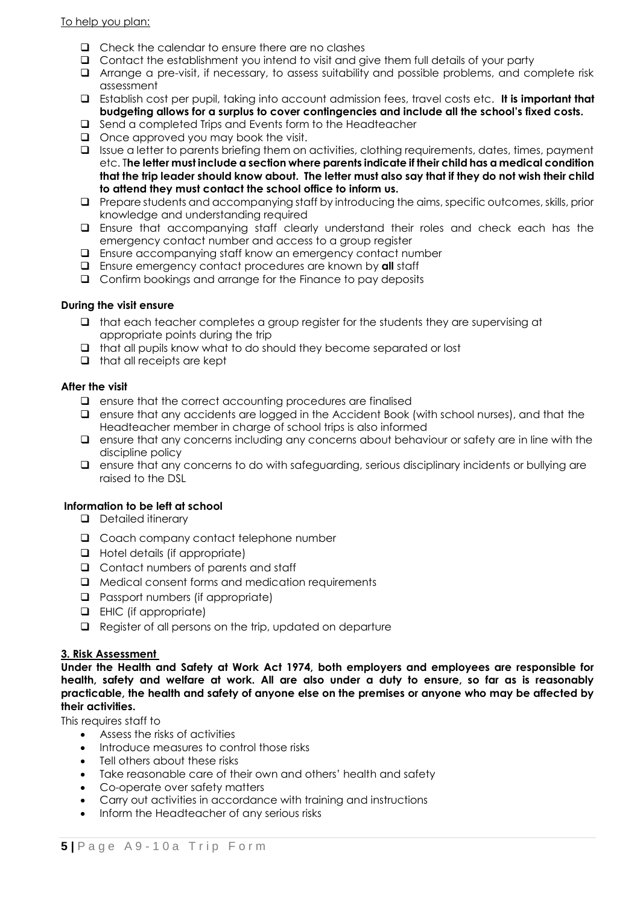To help you plan:

- Check the calendar to ensure there are no clashes
- Contact the establishment you intend to visit and give them full details of your party
- Arrange a pre-visit, if necessary, to assess suitability and possible problems, and complete risk assessment
- Establish cost per pupil, taking into account admission fees, travel costs etc. **It is important that budgeting allows for a surplus to cover contingencies and include all the school's fixed costs.**
- Send a completed Trips and Events form to the Headteacher
- Once approved you may book the visit.
- Issue a letter to parents briefing them on activities, clothing requirements, dates, times, payment etc. T**he letter must include a section where parents indicate if their child has a medical condition that the trip leader should know about. The letter must also say that if they do not wish their child to attend they must contact the school office to inform us.**
- Prepare students and accompanying staff by introducing the aims, specific outcomes, skills, prior knowledge and understanding required
- Ensure that accompanying staff clearly understand their roles and check each has the emergency contact number and access to a group register
- Ensure accompanying staff know an emergency contact number
- Ensure emergency contact procedures are known by **all** staff
- Confirm bookings and arrange for the Finance to pay deposits

**During the visit ensure**

- that each teacher completes a group register for the students they are supervising at appropriate points during the trip
- that all pupils know what to do should they become separated or lost
- that all receipts are kept

**After the visit**

- ensure that the correct accounting procedures are finalised
- ensure that any accidents are logged in the Accident Book (with school nurses), and that the Headteacher member in charge of school trips is also informed
- ensure that any concerns including any concerns about behaviour or safety are in line with the discipline policy
- ensure that any concerns to do with safeguarding, serious disciplinary incidents or bullying are raised to the DSL

**Information to be left at school**

- Detailed itinerary
- Coach company contact telephone number
- Hotel details (if appropriate)
- Contact numbers of parents and staff
- Medical consent forms and medication requirements
- Passport numbers (if appropriate)
- EHIC (if appropriate)
- Register of all persons on the trip, updated on departure

## 3. Risk Assessment

**Under the Health and Safety at Work Act 1974, both employers and employees are responsible for health, safety and welfare at work. All are also under a duty to ensure, so far as is reasonably practicable, the health and safety of anyone else on the premises or anyone who may be affected by their activities.**

This requires staff to

- Assess the risks of activities
- Introduce measures to control those risks
- Tell others about these risks
- Take reasonable care of their own and others' health and safety
- Co-operate over safety matters
- Carry out activities in accordance with training and instructions
- Inform the Headteacher of any serious risks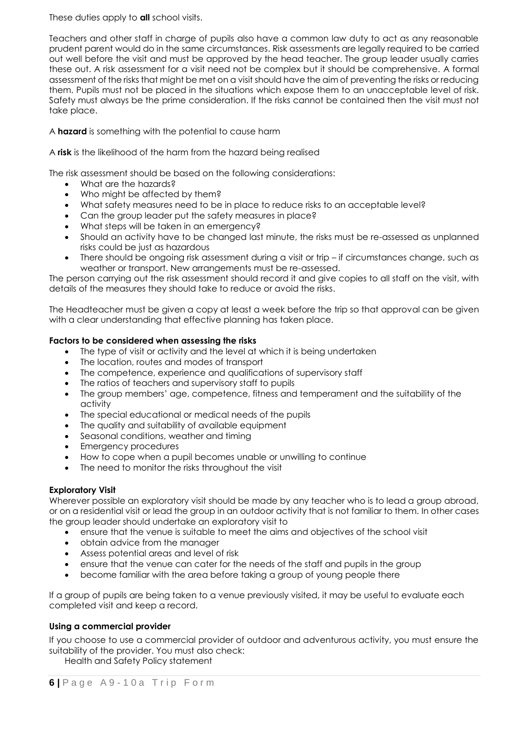These duties apply to **all** school visits.

Teachers and other staff in charge of pupils also have a common law duty to act as any reasonable prudent parent would do in the same circumstances. Risk assessments are legally required to be carried out well before the visit and must be approved by the head teacher. The group leader usually carries these out. A risk assessment for a visit need not be complex but it should be comprehensive. A formal assessment of the risks that might be met on a visit should have the aim of preventing the risks or reducing them. Pupils must not be placed in the situations which expose them to an unacceptable level of risk. Safety must always be the prime consideration. If the risks cannot be contained then the visit must not take place.

A **hazard** is something with the potential to cause harm

A **risk** is the likelihood of the harm from the hazard being realised

The risk assessment should be based on the following considerations:

- What are the hazards?
- Who might be affected by them?
- What safety measures need to be in place to reduce risks to an acceptable level?
- Can the group leader put the safety measures in place?
- What steps will be taken in an emergency?
- Should an activity have to be changed last minute, the risks must be re-assessed as unplanned risks could be just as hazardous
- There should be ongoing risk assessment during a visit or trip – if circumstances change, such as weather or transport. New arrangements must be re-assessed.

The person carrying out the risk assessment should record it and give copies to all staff on the visit, with details of the measures they should take to reduce or avoid the risks.

The Headteacher must be given a copy at least a week before the trip so that approval can be given with a clear understanding that effective planning has taken place.

**Factors to be considered when assessing the risks**

- The type of visit or activity and the level at which it is being undertaken
- The location, routes and modes of transport
- The competence, experience and qualifications of supervisory staff
- The ratios of teachers and supervisory staff to pupils
- The group members' age, competence, fitness and temperament and the suitability of the activity
- The special educational or medical needs of the pupils
- The quality and suitability of available equipment
- Seasonal conditions, weather and timing
- Emergency procedures
- How to cope when a pupil becomes unable or unwilling to continue
- The need to monitor the risks throughout the visit

**Exploratory Visit**

Wherever possible an exploratory visit should be made by any teacher who is to lead a group abroad, or on a residential visit or lead the group in an outdoor activity that is not familiar to them. In other cases the group leader should undertake an exploratory visit to

- ensure that the venue is suitable to meet the aims and objectives of the school visit
- obtain advice from the manager
- Assess potential areas and level of risk
- ensure that the venue can cater for the needs of the staff and pupils in the group
- become familiar with the area before taking a group of young people there

If a group of pupils are being taken to a venue previously visited, it may be useful to evaluate each completed visit and keep a record.

**Using a commercial provider**

If you choose to use a commercial provider of outdoor and adventurous activity, you must ensure the suitability of the provider. You must also check:

Health and Safety Policy statement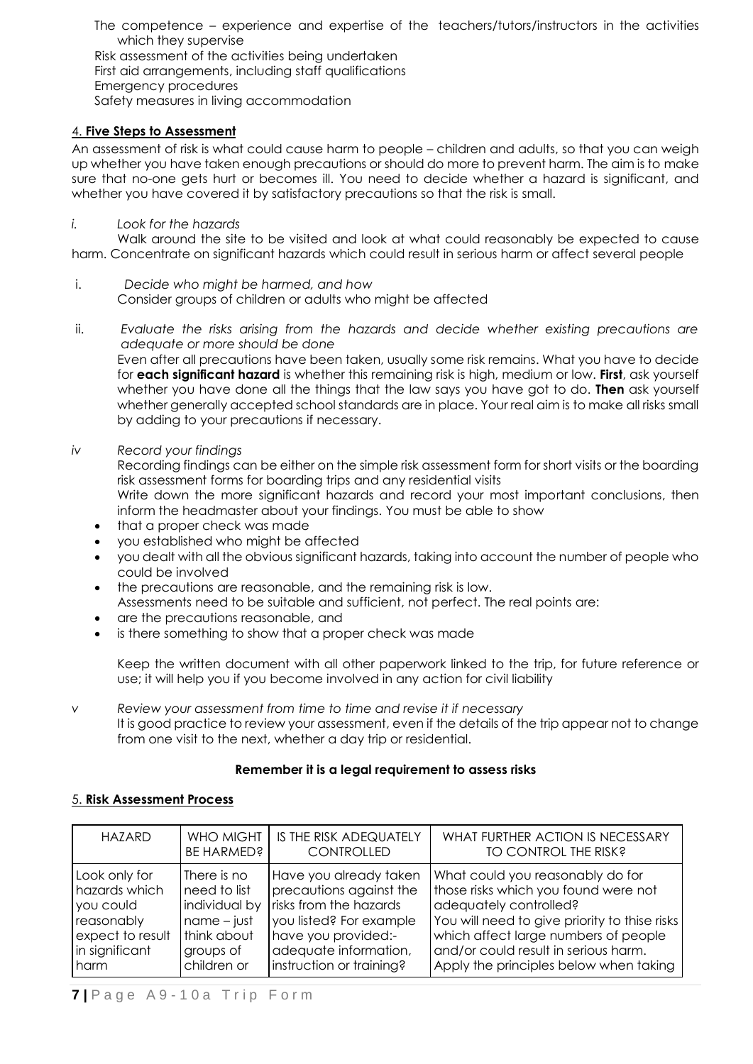The competence – experience and expertise of the teachers/tutors/instructors in the activities which they supervise

Risk assessment of the activities being undertaken

First aid arrangements, including staff qualifications

Emergency procedures

Safety measures in living accommodation

## 4. **Five Steps to Assessment**

An assessment of risk is what could cause harm to people – children and adults, so that you can weigh up whether you have taken enough precautions or should do more to prevent harm. The aim is to make sure that no-one gets hurt or becomes ill. You need to decide whether a hazard is significant, and whether you have covered it by satisfactory precautions so that the risk is small.

*i. Look for the hazards*

Walk around the site to be visited and look at what could reasonably be expected to cause harm. Concentrate on significant hazards which could result in serious harm or affect several people

i. *Decide who might be harmed, and how*

Consider groups of children or adults who might be affected

ii. *Evaluate the risks arising from the hazards and decide whether existing precautions are adequate or more should be done*

Even after all precautions have been taken, usually some risk remains. What you have to decide for **each significant hazard** is whether this remaining risk is high, medium or low. **First**, ask yourself whether you have done all the things that the law says you have got to do. **Then** ask yourself whether generally accepted school standards are in place. Your real aim is to make all risks small by adding to your precautions if necessary.

*iv Record your findings*

Recording findings can be either on the simple risk assessment form for short visits or the boarding risk assessment forms for boarding trips and any residential visits

Write down the more significant hazards and record your most important conclusions, then inform the headmaster about your findings. You must be able to show

- that a proper check was made
- you established who might be affected
- you dealt with all the obvious significant hazards, taking into account the number of people who could be involved
- the precautions are reasonable, and the remaining risk is low.
  Assessments need to be suitable and sufficient, not perfect. The real points are:
- are the precautions reasonable, and
- is there something to show that a proper check was made

Keep the written document with all other paperwork linked to the trip, for future reference or use; it will help you if you become involved in any action for civil liability

*v Review your assessment from time to time and revise it if necessary*

It is good practice to review your assessment, even if the details of the trip appear not to change from one visit to the next, whether a day trip or residential.

**Remember it is a legal requirement to assess risks**

## 5. **Risk Assessment Process**

| HAZARD | WHO MIGHT BE HARMED? | IS THE RISK ADEQUATELY CONTROLLED | WHAT FURTHER ACTION IS NECESSARY TO CONTROL THE RISK? |
|---|---|---|---|
| Look only for hazards which you could reasonably expect to result in significant harm | There is no need to list individual by name – just think about groups of children or | Have you already taken precautions against the risks from the hazards you listed? For example have you provided:- adequate information, instruction or training? | What could you reasonably do for those risks which you found were not adequately controlled? You will need to give priority to thise risks which affect large numbers of people and/or could result in serious harm. Apply the principles below when taking |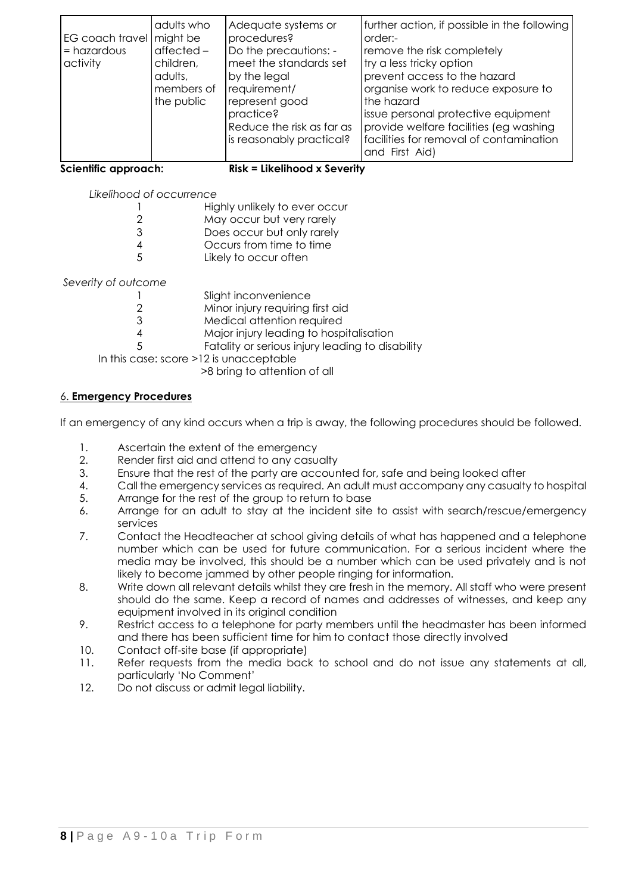| | | | |
|---|---|---|---|
| EG coach travel = hazardous activity | adults who might be affected – children, adults, members of the public | Adequate systems or procedures?<br>Do the precautions: -<br>meet the standards set by the legal requirement/<br>represent good practice?<br>Reduce the risk as far as is reasonably practical? | further action, if possible in the following order:-<br>remove the risk completely<br>try a less tricky option<br>prevent access to the hazard<br>organise work to reduce exposure to the hazard<br>issue personal protective equipment<br>provide welfare facilities (eg washing facilities for removal of contamination and First Aid) |

**Scientific approach:** **Risk = Likelihood x Severity**

*Likelihood of occurrence*

1 Highly unlikely to ever occur
2 May occur but very rarely
3 Does occur but only rarely
4 Occurs from time to time
5 Likely to occur often

*Severity of outcome*

1 Slight inconvenience
2 Minor injury requiring first aid
3 Medical attention required
4 Major injury leading to hospitalisation
5 Fatality or serious injury leading to disability

In this case: score >12 is unacceptable
>8 bring to attention of all

## 6. **Emergency Procedures**

If an emergency of any kind occurs when a trip is away, the following procedures should be followed.

1. Ascertain the extent of the emergency
2. Render first aid and attend to any casualty
3. Ensure that the rest of the party are accounted for, safe and being looked after
4. Call the emergency services as required. An adult must accompany any casualty to hospital
5. Arrange for the rest of the group to return to base
6. Arrange for an adult to stay at the incident site to assist with search/rescue/emergency services
7. Contact the Headteacher at school giving details of what has happened and a telephone number which can be used for future communication. For a serious incident where the media may be involved, this should be a number which can be used privately and is not likely to become jammed by other people ringing for information.
8. Write down all relevant details whilst they are fresh in the memory. All staff who were present should do the same. Keep a record of names and addresses of witnesses, and keep any equipment involved in its original condition
9. Restrict access to a telephone for party members until the headmaster has been informed and there has been sufficient time for him to contact those directly involved
10. Contact off-site base (if appropriate)
11. Refer requests from the media back to school and do not issue any statements at all, particularly 'No Comment'
12. Do not discuss or admit legal liability.